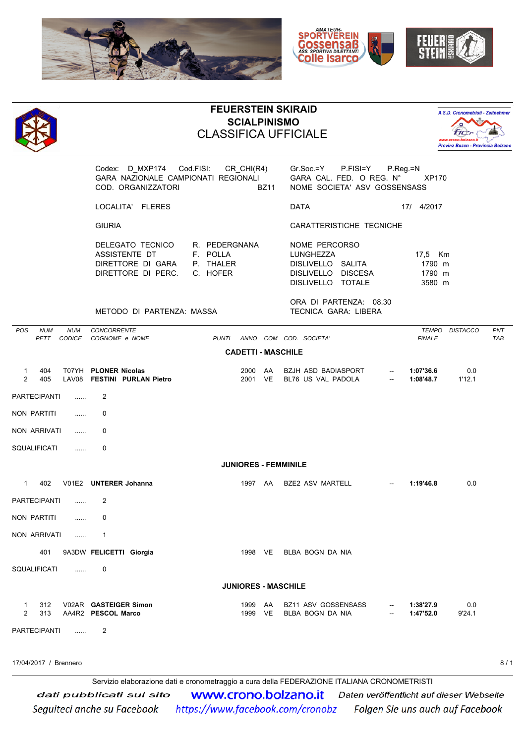# FEUERSTEIN SKIRAID
## SCIALPINISMO
## CLASSIFICA UFFICIALE

Codex: D_MXP174 Cod.FISI: CR_CHI(R4)
GARA NAZIONALE CAMPIONATI REGIONALI
COD. ORGANIZZATORI BZ11

Gr.Soc.=Y P.FISI=Y P.Reg.=N
GARA CAL. FED. O REG. N° XP170
NOME SOCIETA' ASV GOSSENSASS

LOCALITA' FLERES

DATA 17/ 4/2017

GIURIA

CARATTERISTICHE TECNICHE

DELEGATO TECNICO R. PEDERGNANA
ASSISTENTE DT F. POLLA
DIRETTORE DI GARA P. THALER
DIRETTORE DI PERC. C. HOFER

NOME PERCORSO
LUNGHEZZA 17,5 Km
DISLIVELLO SALITA 1790 m
DISLIVELLO DISCESA 1790 m
DISLIVELLO TOTALE 3580 m

ORA DI PARTENZA: 08.30
TECNICA GARA: LIBERA

METODO DI PARTENZA: MASSA

### CADETTI - MASCHILE

| POS | NUM PETT | NUM CODICE | CONCORRENTE COGNOME e NOME | PUNTI | ANNO | COM | COD. SOCIETA' | | TEMPO FINALE | DISTACCO | PNT TAB |
|---|---|---|---|---|---|---|---|---|---|---|---|
| 1 | 404 | T07YH | **PLONER Nicolas** | | 2000 | AA | BZJH ASD BADIASPORT | -- | **1:07'36.6** | 0.0 | |
| 2 | 405 | LAV08 | **FESTINI PURLAN Pietro** | | 2001 | VE | BL76 US VAL PADOLA | -- | **1:08'48.7** | 1'12.1 | |

PARTECIPANTI ...... 2

NON PARTITI ...... 0

NON ARRIVATI ...... 0

SQUALIFICATI ...... 0

### JUNIORES - FEMMINILE

| POS | NUM PETT | NUM CODICE | CONCORRENTE COGNOME e NOME | PUNTI | ANNO | COM | COD. SOCIETA' | | TEMPO FINALE | DISTACCO | PNT TAB |
|---|---|---|---|---|---|---|---|---|---|---|---|
| 1 | 402 | V01E2 | **UNTERER Johanna** | | 1997 | AA | BZE2 ASV MARTELL | -- | **1:19'46.8** | 0.0 | |

PARTECIPANTI ...... 2

NON PARTITI ...... 0

NON ARRIVATI ...... 1

| POS | NUM PETT | NUM CODICE | CONCORRENTE COGNOME e NOME | PUNTI | ANNO | COM | COD. SOCIETA' | | TEMPO FINALE | DISTACCO | PNT TAB |
|---|---|---|---|---|---|---|---|---|---|---|---|
| | 401 | 9A3DW | **FELICETTI Giorgia** | | 1998 | VE | BLBA BOGN DA NIA | | | | |

SQUALIFICATI ...... 0

### JUNIORES - MASCHILE

| POS | NUM PETT | NUM CODICE | CONCORRENTE COGNOME e NOME | PUNTI | ANNO | COM | COD. SOCIETA' | | TEMPO FINALE | DISTACCO | PNT TAB |
|---|---|---|---|---|---|---|---|---|---|---|---|
| 1 | 312 | V02AR | **GASTEIGER Simon** | | 1999 | AA | BZ11 ASV GOSSENSASS | -- | **1:38'27.9** | 0.0 | |
| 2 | 313 | AA4R2 | **PESCOL Marco** | | 1999 | VE | BLBA BOGN DA NIA | -- | **1:47'52.0** | 9'24.1 | |

PARTECIPANTI ...... 2

17/04/2017 / Brennero

Servizio elaborazione dati e cronometraggio a cura della FEDERAZIONE ITALIANA CRONOMETRISTI

dati pubblicati sul sito www.crono.bolzano.it Daten veröffentlicht auf dieser Webseite

Seguiteci anche su Facebook https://www.facebook.com/cronobz Folgen Sie uns auch auf Facebook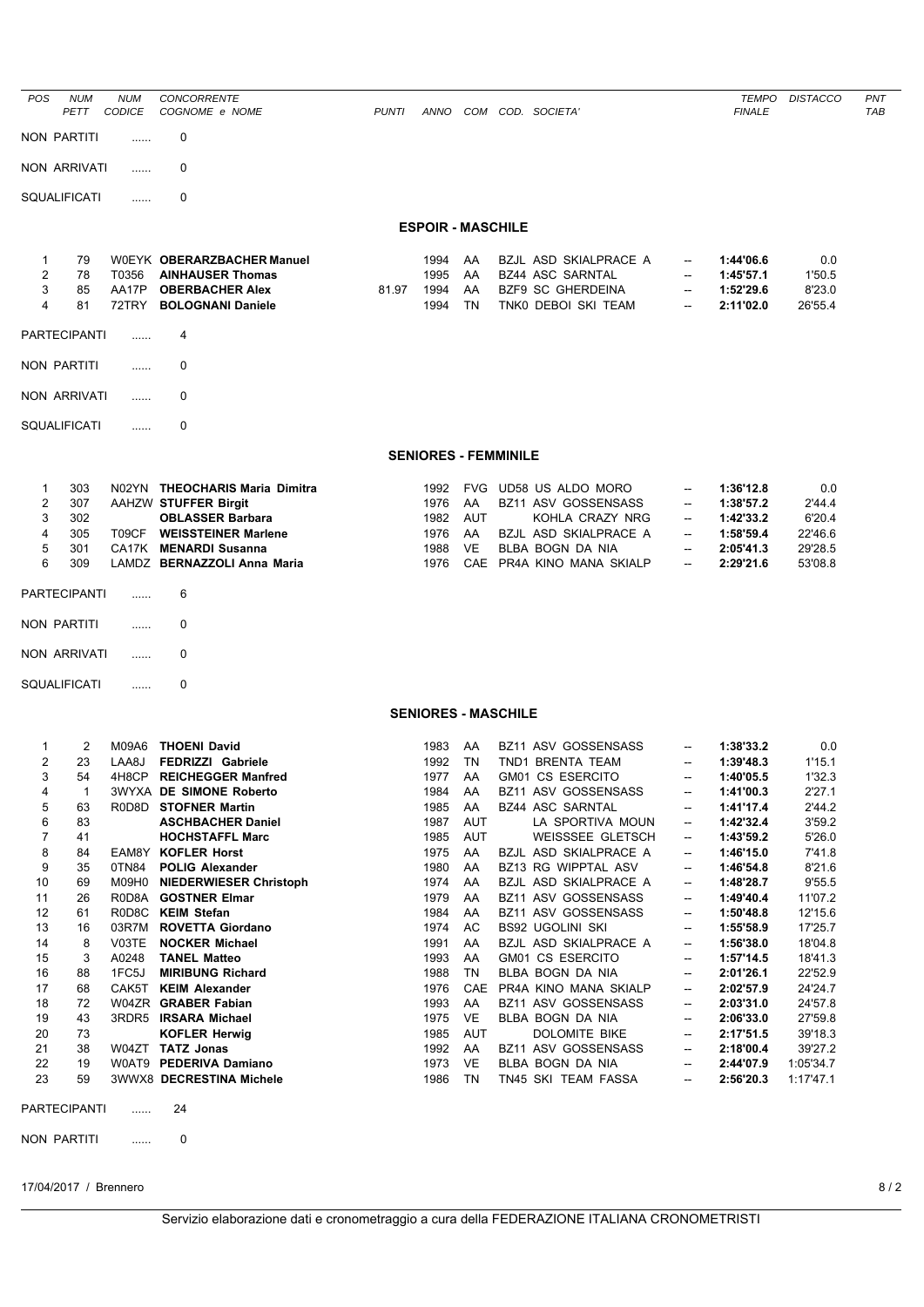| POS | NUM PETT | NUM CODICE | CONCORRENTE COGNOME e NOME | PUNTI | ANNO | COM | COD. SOCIETA' | | TEMPO FINALE | DISTACCO | PNT TAB |
|---|---|---|---|---|---|---|---|---|---|---|---|

NON PARTITI ...... 0

NON ARRIVATI ...... 0

SQUALIFICATI ...... 0

## ESPOIR - MASCHILE

| POS | NUM PETT | NUM CODICE | CONCORRENTE COGNOME e NOME | PUNTI | ANNO | COM | COD. SOCIETA' | | TEMPO FINALE | DISTACCO | PNT TAB |
|---|---|---|---|---|---|---|---|---|---|---|---|
| 1 | 79 | W0EYK | **OBERARZBACHER Manuel** | | 1994 | AA | BZJL ASD SKIALPRACE A | -- | **1:44'06.6** | 0.0 | |
| 2 | 78 | T0356 | **AINHAUSER Thomas** | | 1995 | AA | BZ44 ASC SARNTAL | -- | **1:45'57.1** | 1'50.5 | |
| 3 | 85 | AA17P | **OBERBACHER Alex** | 81.97 | 1994 | AA | BZF9 SC GHERDEINA | -- | **1:52'29.6** | 8'23.0 | |
| 4 | 81 | 72TRY | **BOLOGNANI Daniele** | | 1994 | TN | TNK0 DEBOI SKI TEAM | -- | **2:11'02.0** | 26'55.4 | |

PARTECIPANTI ...... 4

NON PARTITI ...... 0

NON ARRIVATI ...... 0

SQUALIFICATI ...... 0

## SENIORES - FEMMINILE

| POS | NUM PETT | NUM CODICE | CONCORRENTE COGNOME e NOME | PUNTI | ANNO | COM | COD. SOCIETA' | | TEMPO FINALE | DISTACCO | PNT TAB |
|---|---|---|---|---|---|---|---|---|---|---|---|
| 1 | 303 | N02YN | **THEOCHARIS Maria Dimitra** | | 1992 | FVG | UD58 US ALDO MORO | -- | **1:36'12.8** | 0.0 | |
| 2 | 307 | AAHZW | **STUFFER Birgit** | | 1976 | AA | BZ11 ASV GOSSENSASS | -- | **1:38'57.2** | 2'44.4 | |
| 3 | 302 | | **OBLASSER Barbara** | | 1982 | AUT | KOHLA CRAZY NRG | -- | **1:42'33.2** | 6'20.4 | |
| 4 | 305 | T09CF | **WEISSTEINER Marlene** | | 1976 | AA | BZJL ASD SKIALPRACE A | -- | **1:58'59.4** | 22'46.6 | |
| 5 | 301 | CA17K | **MENARDI Susanna** | | 1988 | VE | BLBA BOGN DA NIA | -- | **2:05'41.3** | 29'28.5 | |
| 6 | 309 | LAMDZ | **BERNAZZOLI Anna Maria** | | 1976 | CAE | PR4A KINO MANA SKIALP | -- | **2:29'21.6** | 53'08.8 | |

PARTECIPANTI ...... 6

NON PARTITI ...... 0

NON ARRIVATI ...... 0

SQUALIFICATI ...... 0

## SENIORES - MASCHILE

| POS | NUM PETT | NUM CODICE | CONCORRENTE COGNOME e NOME | PUNTI | ANNO | COM | COD. SOCIETA' | | TEMPO FINALE | DISTACCO | PNT TAB |
|---|---|---|---|---|---|---|---|---|---|---|---|
| 1 | 2 | M09A6 | **THOENI David** | | 1983 | AA | BZ11 ASV GOSSENSASS | -- | **1:38'33.2** | 0.0 | |
| 2 | 23 | LAA8J | **FEDRIZZI Gabriele** | | 1992 | TN | TND1 BRENTA TEAM | -- | **1:39'48.3** | 1'15.1 | |
| 3 | 54 | 4H8CP | **REICHEGGER Manfred** | | 1977 | AA | GM01 CS ESERCITO | -- | **1:40'05.5** | 1'32.3 | |
| 4 | 1 | 3WYXA | **DE SIMONE Roberto** | | 1984 | AA | BZ11 ASV GOSSENSASS | -- | **1:41'00.3** | 2'27.1 | |
| 5 | 63 | R0D8D | **STOFNER Martin** | | 1985 | AA | BZ44 ASC SARNTAL | -- | **1:41'17.4** | 2'44.2 | |
| 6 | 83 | | **ASCHBACHER Daniel** | | 1987 | AUT | LA SPORTIVA MOUN | -- | **1:42'32.4** | 3'59.2 | |
| 7 | 41 | | **HOCHSTAFFL Marc** | | 1985 | AUT | WEISSSEE GLETSCH | -- | **1:43'59.2** | 5'26.0 | |
| 8 | 84 | EAM8Y | **KOFLER Horst** | | 1975 | AA | BZJL ASD SKIALPRACE A | -- | **1:46'15.0** | 7'41.8 | |
| 9 | 35 | 0TN84 | **POLIG Alexander** | | 1980 | AA | BZ13 RG WIPPTAL ASV | -- | **1:46'54.8** | 8'21.6 | |
| 10 | 69 | M09H0 | **NIEDERWIESER Christoph** | | 1974 | AA | BZJL ASD SKIALPRACE A | -- | **1:48'28.7** | 9'55.5 | |
| 11 | 26 | R0D8A | **GOSTNER Elmar** | | 1979 | AA | BZ11 ASV GOSSENSASS | -- | **1:49'40.4** | 11'07.2 | |
| 12 | 61 | R0D8C | **KEIM Stefan** | | 1984 | AA | BZ11 ASV GOSSENSASS | -- | **1:50'48.8** | 12'15.6 | |
| 13 | 16 | 03R7M | **ROVETTA Giordano** | | 1974 | AC | BS92 UGOLINI SKI | -- | **1:55'58.9** | 17'25.7 | |
| 14 | 8 | V03TE | **NOCKER Michael** | | 1991 | AA | BZJL ASD SKIALPRACE A | -- | **1:56'38.0** | 18'04.8 | |
| 15 | 3 | A0248 | **TANEL Matteo** | | 1993 | AA | GM01 CS ESERCITO | -- | **1:57'14.5** | 18'41.3 | |
| 16 | 88 | 1FC5J | **MIRIBUNG Richard** | | 1988 | TN | BLBA BOGN DA NIA | -- | **2:01'26.1** | 22'52.9 | |
| 17 | 68 | CAK5T | **KEIM Alexander** | | 1976 | CAE | PR4A KINO MANA SKIALP | -- | **2:02'57.9** | 24'24.7 | |
| 18 | 72 | W04ZR | **GRABER Fabian** | | 1993 | AA | BZ11 ASV GOSSENSASS | -- | **2:03'31.0** | 24'57.8 | |
| 19 | 43 | 3RDR5 | **IRSARA Michael** | | 1975 | VE | BLBA BOGN DA NIA | -- | **2:06'33.0** | 27'59.8 | |
| 20 | 73 | | **KOFLER Herwig** | | 1985 | AUT | DOLOMITE BIKE | -- | **2:17'51.5** | 39'18.3 | |
| 21 | 38 | W04ZT | **TATZ Jonas** | | 1992 | AA | BZ11 ASV GOSSENSASS | -- | **2:18'00.4** | 39'27.2 | |
| 22 | 19 | W0AT9 | **PEDERIVA Damiano** | | 1973 | VE | BLBA BOGN DA NIA | -- | **2:44'07.9** | 1:05'34.7 | |
| 23 | 59 | 3WWX8 | **DECRESTINA Michele** | | 1986 | TN | TN45 SKI TEAM FASSA | -- | **2:56'20.3** | 1:17'47.1 | |

PARTECIPANTI ...... 24

NON PARTITI ...... 0

17/04/2017 / Brennero

Servizio elaborazione dati e cronometraggio a cura della FEDERAZIONE ITALIANA CRONOMETRISTI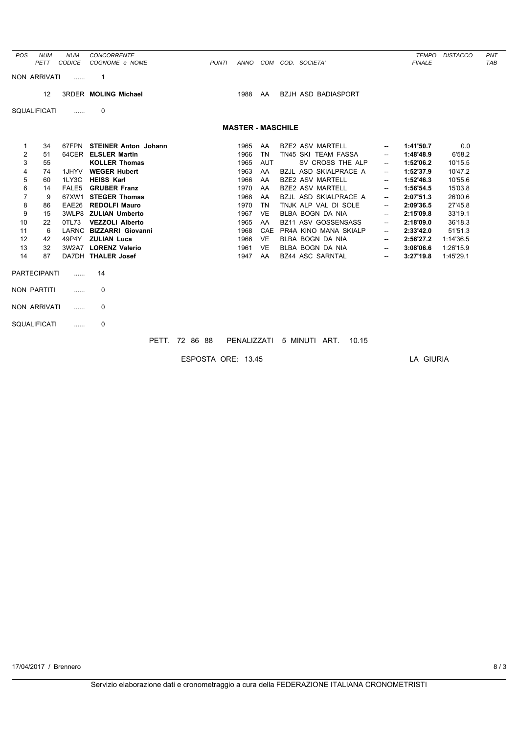| POS | NUM PETT | NUM CODICE | CONCORRENTE COGNOME e NOME | PUNTI | ANNO | COM | COD. SOCIETA' | | TEMPO FINALE | DISTACCO | PNT TAB |
|---|---|---|---|---|---|---|---|---|---|---|---|

NON ARRIVATI ...... 1

| | | | | | | | | | | | |
|---|---|---|---|---|---|---|---|---|---|---|---|
| | 12 | 3RDER | **MOLING Michael** | | 1988 | AA | BZJH ASD BADIASPORT | | | | |

SQUALIFICATI ...... 0

## MASTER - MASCHILE

| | | | | | | | | | | | |
|---|---|---|---|---|---|---|---|---|---|---|---|
| 1 | 34 | 67FPN | **STEINER Anton Johann** | | 1965 | AA | BZE2 ASV MARTELL | -- | **1:41'50.7** | 0.0 | |
| 2 | 51 | 64CER | **ELSLER Martin** | | 1966 | TN | TN45 SKI TEAM FASSA | -- | **1:48'48.9** | 6'58.2 | |
| 3 | 55 | | **KOLLER Thomas** | | 1965 | AUT | SV CROSS THE ALP | -- | **1:52'06.2** | 10'15.5 | |
| 4 | 74 | 1JHYV | **WEGER Hubert** | | 1963 | AA | BZJL ASD SKIALPRACE A | -- | **1:52'37.9** | 10'47.2 | |
| 5 | 60 | 1LY3C | **HEISS Karl** | | 1966 | AA | BZE2 ASV MARTELL | -- | **1:52'46.3** | 10'55.6 | |
| 6 | 14 | FALE5 | **GRUBER Franz** | | 1970 | AA | BZE2 ASV MARTELL | -- | **1:56'54.5** | 15'03.8 | |
| 7 | 9 | 67XW1 | **STEGER Thomas** | | 1968 | AA | BZJL ASD SKIALPRACE A | -- | **2:07'51.3** | 26'00.6 | |
| 8 | 86 | EAE26 | **REDOLFI Mauro** | | 1970 | TN | TNJK ALP VAL DI SOLE | -- | **2:09'36.5** | 27'45.8 | |
| 9 | 15 | 3WLP8 | **ZULIAN Umberto** | | 1967 | VE | BLBA BOGN DA NIA | -- | **2:15'09.8** | 33'19.1 | |
| 10 | 22 | 0TL73 | **VEZZOLI Alberto** | | 1965 | AA | BZ11 ASV GOSSENSASS | -- | **2:18'09.0** | 36'18.3 | |
| 11 | 6 | LARNC | **BIZZARRI Giovanni** | | 1968 | CAE | PR4A KINO MANA SKIALP | -- | **2:33'42.0** | 51'51.3 | |
| 12 | 42 | 49P4Y | **ZULIAN Luca** | | 1966 | VE | BLBA BOGN DA NIA | -- | **2:56'27.2** | 1:14'36.5 | |
| 13 | 32 | 3W2A7 | **LORENZ Valerio** | | 1961 | VE | BLBA BOGN DA NIA | -- | **3:08'06.6** | 1:26'15.9 | |
| 14 | 87 | DA7DH | **THALER Josef** | | 1947 | AA | BZ44 ASC SARNTAL | -- | **3:27'19.8** | 1:45'29.1 | |

PARTECIPANTI ...... 14

NON PARTITI ...... 0

NON ARRIVATI ...... 0

SQUALIFICATI ...... 0

PETT. 72 86 88 PENALIZZATI 5 MINUTI ART. 10.15

ESPOSTA ORE: 13.45

LA GIURIA

17/04/2017 / Brennero

Servizio elaborazione dati e cronometraggio a cura della FEDERAZIONE ITALIANA CRONOMETRISTI